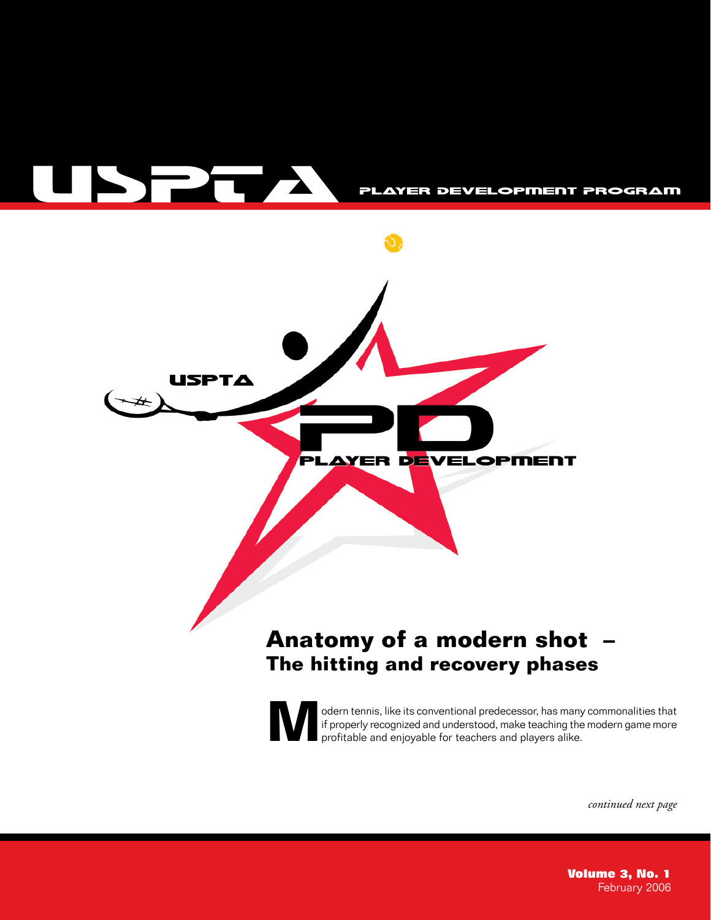# USPTA

PLAYER DEVELOPMENT PROGRAM

USPTA

PD

PLAYER DEVELOPMENT

## Anatomy of a modern shot – The hitting and recovery phases

Modern tennis, like its conventional predecessor, has many commonalities that if properly recognized and understood, make teaching the modern game more profitable and enjoyable for teachers and players alike.

*continued next page*

**Volume 3, No. 1**
February 2006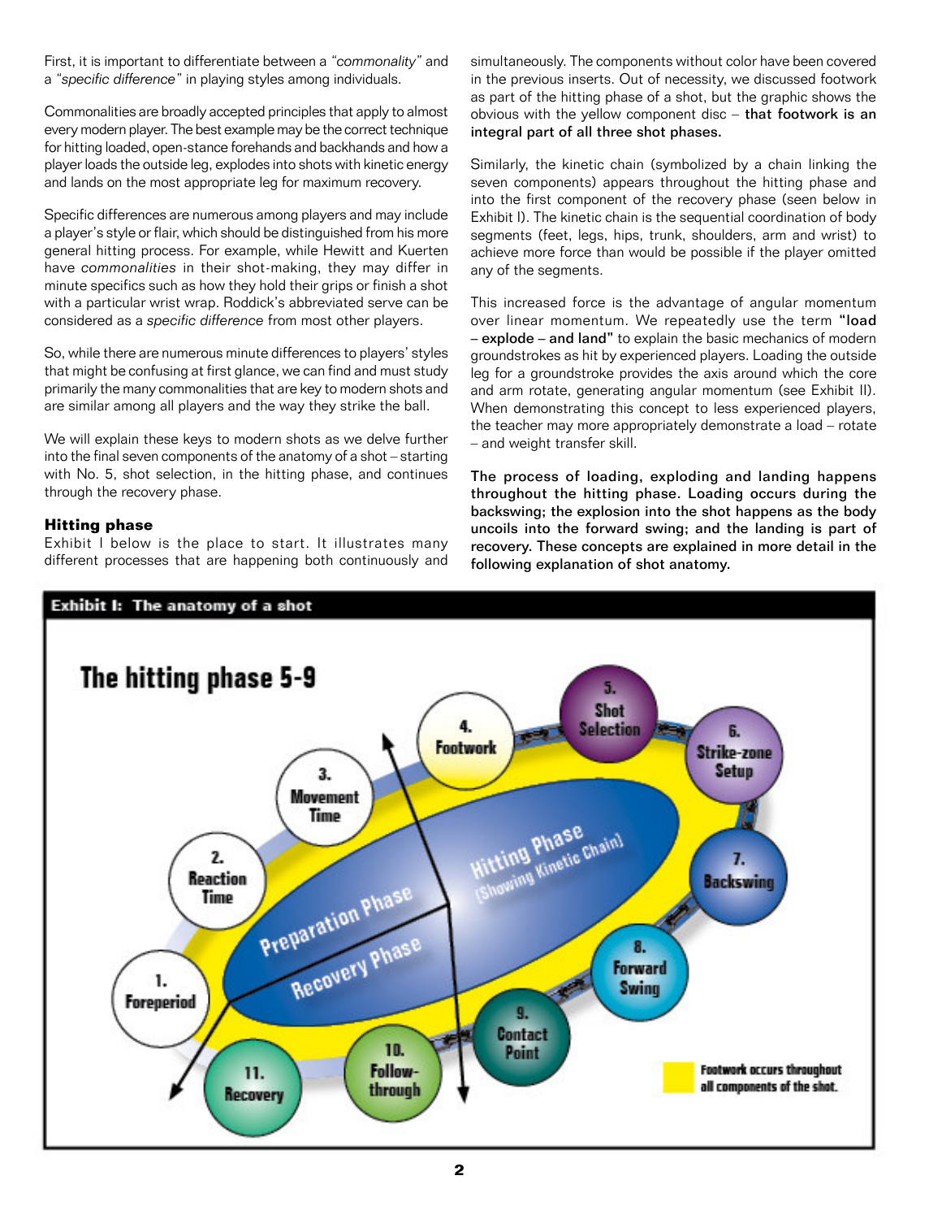First, it is important to differentiate between a *"commonality"* and a *"specific difference"* in playing styles among individuals.

Commonalities are broadly accepted principles that apply to almost every modern player. The best example may be the correct technique for hitting loaded, open-stance forehands and backhands and how a player loads the outside leg, explodes into shots with kinetic energy and lands on the most appropriate leg for maximum recovery.

Specific differences are numerous among players and may include a player's style or flair, which should be distinguished from his more general hitting process. For example, while Hewitt and Kuerten have *commonalities* in their shot-making, they may differ in minute specifics such as how they hold their grips or finish a shot with a particular wrist wrap. Roddick's abbreviated serve can be considered as a *specific difference* from most other players.

So, while there are numerous minute differences to players' styles that might be confusing at first glance, we can find and must study primarily the many commonalities that are key to modern shots and are similar among all players and the way they strike the ball.

We will explain these keys to modern shots as we delve further into the final seven components of the anatomy of a shot – starting with No. 5, shot selection, in the hitting phase, and continues through the recovery phase.

### Hitting phase

Exhibit I below is the place to start. It illustrates many different processes that are happening both continuously and simultaneously. The components without color have been covered in the previous inserts. Out of necessity, we discussed footwork as part of the hitting phase of a shot, but the graphic shows the obvious with the yellow component disc – **that footwork is an integral part of all three shot phases.**

Similarly, the kinetic chain (symbolized by a chain linking the seven components) appears throughout the hitting phase and into the first component of the recovery phase (seen below in Exhibit I). The kinetic chain is the sequential coordination of body segments (feet, legs, hips, trunk, shoulders, arm and wrist) to achieve more force than would be possible if the player omitted any of the segments.

This increased force is the advantage of angular momentum over linear momentum. We repeatedly use the term **"load – explode – and land"** to explain the basic mechanics of modern groundstrokes as hit by experienced players. Loading the outside leg for a groundstroke provides the axis around which the core and arm rotate, generating angular momentum (see Exhibit II). When demonstrating this concept to less experienced players, the teacher may more appropriately demonstrate a load – rotate – and weight transfer skill.

**The process of loading, exploding and landing happens throughout the hitting phase. Loading occurs during the backswing; the explosion into the shot happens as the body uncoils into the forward swing; and the landing is part of recovery. These concepts are explained in more detail in the following explanation of shot anatomy.**

**Exhibit I: The anatomy of a shot**

The hitting phase 5-9

1. Foreperiod
2. Reaction Time
3. Movement Time
4. Footwork
5. Shot Selection
6. Strike-zone Setup
7. Backswing
8. Forward Swing
9. Contact Point
10. Follow-through
11. Recovery

Preparation Phase — Hitting Phase (Showing Kinetic Chain) — Recovery Phase

Footwork occurs throughout all components of the shot.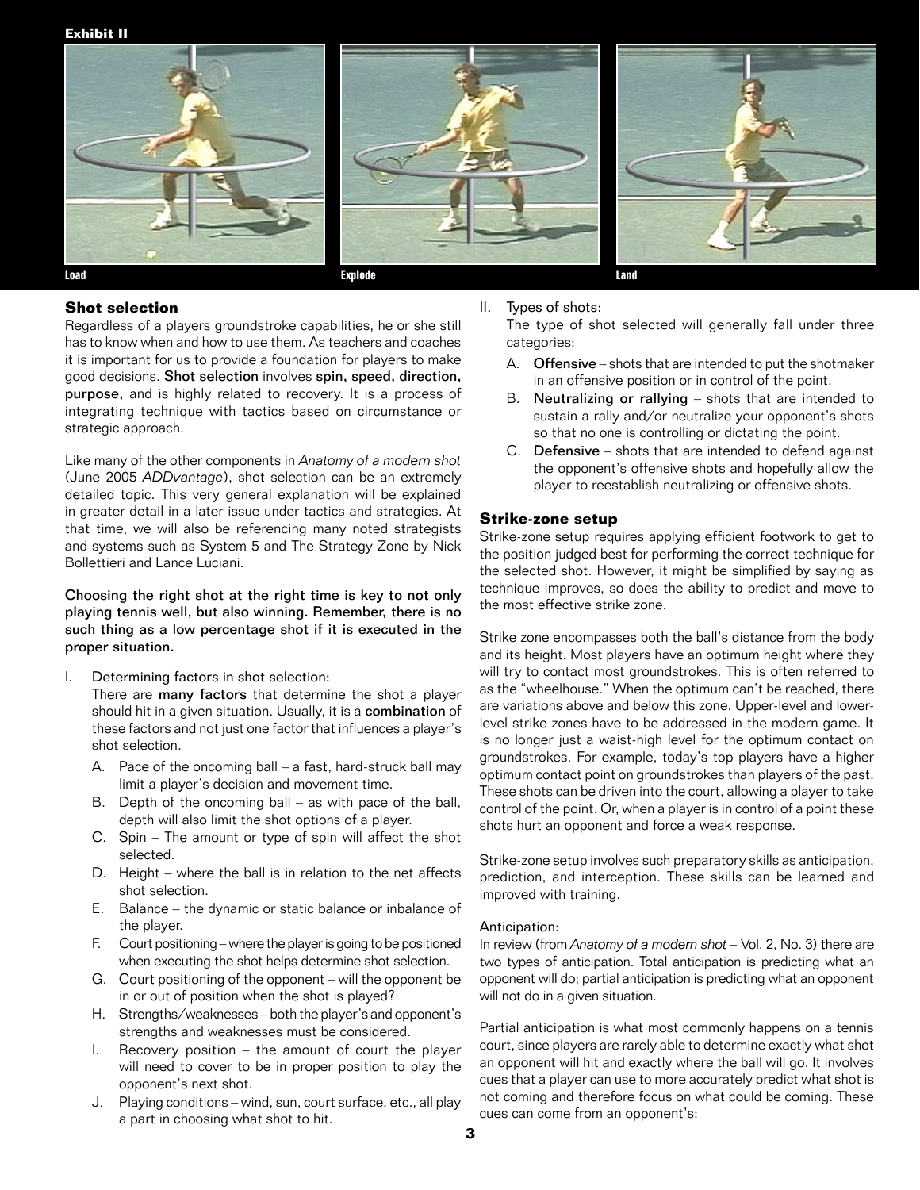**Exhibit II**

Load

Explode

Land

### Shot selection

Regardless of a players groundstroke capabilities, he or she still has to know when and how to use them. As teachers and coaches it is important for us to provide a foundation for players to make good decisions. **Shot selection** involves **spin, speed, direction, purpose,** and is highly related to recovery. It is a process of integrating technique with tactics based on circumstance or strategic approach.

Like many of the other components in *Anatomy of a modern shot* (June 2005 *ADDvantage*), shot selection can be an extremely detailed topic. This very general explanation will be explained in greater detail in a later issue under tactics and strategies. At that time, we will also be referencing many noted strategists and systems such as System 5 and The Strategy Zone by Nick Bollettieri and Lance Luciani.

**Choosing the right shot at the right time is key to not only playing tennis well, but also winning. Remember, there is no such thing as a low percentage shot if it is executed in the proper situation.**

I. Determining factors in shot selection:
   There are **many factors** that determine the shot a player should hit in a given situation. Usually, it is a **combination** of these factors and not just one factor that influences a player's shot selection.
   A. Pace of the oncoming ball – a fast, hard-struck ball may limit a player's decision and movement time.
   B. Depth of the oncoming ball – as with pace of the ball, depth will also limit the shot options of a player.
   C. Spin – The amount or type of spin will affect the shot selected.
   D. Height – where the ball is in relation to the net affects shot selection.
   E. Balance – the dynamic or static balance or inbalance of the player.
   F. Court positioning – where the player is going to be positioned when executing the shot helps determine shot selection.
   G. Court positioning of the opponent – will the opponent be in or out of position when the shot is played?
   H. Strengths/weaknesses – both the player's and opponent's strengths and weaknesses must be considered.
   I. Recovery position – the amount of court the player will need to cover to be in proper position to play the opponent's next shot.
   J. Playing conditions – wind, sun, court surface, etc., all play a part in choosing what shot to hit.

II. Types of shots:
   The type of shot selected will generally fall under three categories:
   A. **Offensive** – shots that are intended to put the shotmaker in an offensive position or in control of the point.
   B. **Neutralizing or rallying** – shots that are intended to sustain a rally and/or neutralize your opponent's shots so that no one is controlling or dictating the point.
   C. **Defensive** – shots that are intended to defend against the opponent's offensive shots and hopefully allow the player to reestablish neutralizing or offensive shots.

### Strike-zone setup

Strike-zone setup requires applying efficient footwork to get to the position judged best for performing the correct technique for the selected shot. However, it might be simplified by saying as technique improves, so does the ability to predict and move to the most effective strike zone.

Strike zone encompasses both the ball's distance from the body and its height. Most players have an optimum height where they will try to contact most groundstrokes. This is often referred to as the "wheelhouse." When the optimum can't be reached, there are variations above and below this zone. Upper-level and lower-level strike zones have to be addressed in the modern game. It is no longer just a waist-high level for the optimum contact on groundstrokes. For example, today's top players have a higher optimum contact point on groundstrokes than players of the past. These shots can be driven into the court, allowing a player to take control of the point. Or, when a player is in control of a point these shots hurt an opponent and force a weak response.

Strike-zone setup involves such preparatory skills as anticipation, prediction, and interception. These skills can be learned and improved with training.

Anticipation:
In review (from *Anatomy of a modern shot* – Vol. 2, No. 3) there are two types of anticipation. Total anticipation is predicting what an opponent will do; partial anticipation is predicting what an opponent will not do in a given situation.

Partial anticipation is what most commonly happens on a tennis court, since players are rarely able to determine exactly what shot an opponent will hit and exactly where the ball will go. It involves cues that a player can use to more accurately predict what shot is not coming and therefore focus on what could be coming. These cues can come from an opponent's: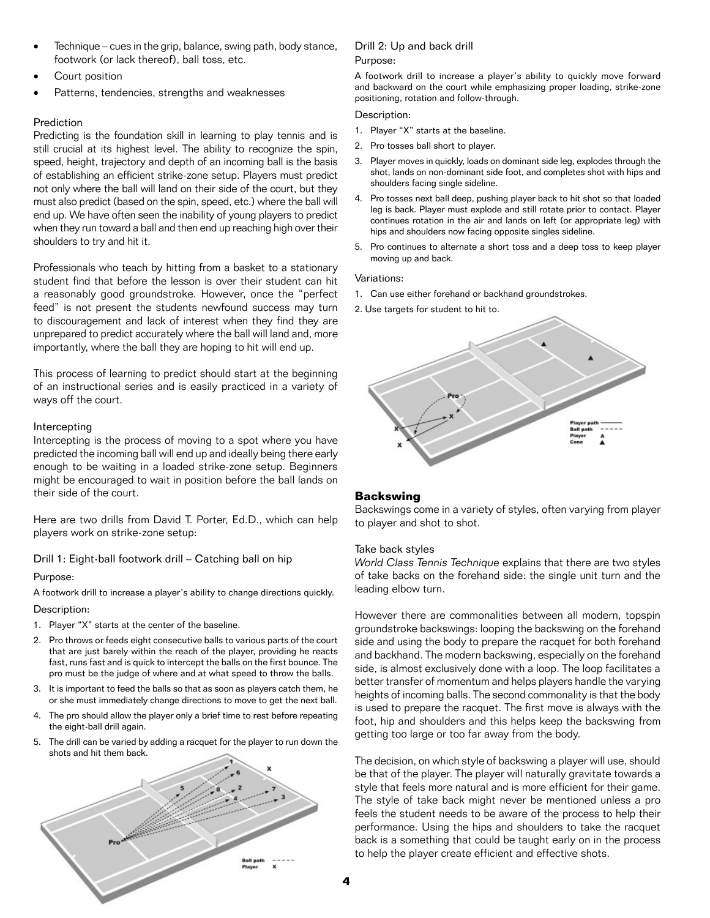- Technique – cues in the grip, balance, swing path, body stance, footwork (or lack thereof), ball toss, etc.
- Court position
- Patterns, tendencies, strengths and weaknesses

### Prediction

Predicting is the foundation skill in learning to play tennis and is still crucial at its highest level. The ability to recognize the spin, speed, height, trajectory and depth of an incoming ball is the basis of establishing an efficient strike-zone setup. Players must predict not only where the ball will land on their side of the court, but they must also predict (based on the spin, speed, etc.) where the ball will end up. We have often seen the inability of young players to predict when they run toward a ball and then end up reaching high over their shoulders to try and hit it.

Professionals who teach by hitting from a basket to a stationary student find that before the lesson is over their student can hit a reasonably good groundstroke. However, once the "perfect feed" is not present the students newfound success may turn to discouragement and lack of interest when they find they are unprepared to predict accurately where the ball will land and, more importantly, where the ball they are hoping to hit will end up.

This process of learning to predict should start at the beginning of an instructional series and is easily practiced in a variety of ways off the court.

### Intercepting

Intercepting is the process of moving to a spot where you have predicted the incoming ball will end up and ideally being there early enough to be waiting in a loaded strike-zone setup. Beginners might be encouraged to wait in position before the ball lands on their side of the court.

Here are two drills from David T. Porter, Ed.D., which can help players work on strike-zone setup:

#### Drill 1: Eight-ball footwork drill – Catching ball on hip

Purpose:

A footwork drill to increase a player's ability to change directions quickly.

Description:

1. Player "X" starts at the center of the baseline.
2. Pro throws or feeds eight consecutive balls to various parts of the court that are just barely within the reach of the player, providing he reacts fast, runs fast and is quick to intercept the balls on the first bounce. The pro must be the judge of where and at what speed to throw the balls.
3. It is important to feed the balls so that as soon as players catch them, he or she must immediately change directions to move to get the next ball.
4. The pro should allow the player only a brief time to rest before repeating the eight-ball drill again.
5. The drill can be varied by adding a racquet for the player to run down the shots and hit them back.

#### Drill 2: Up and back drill

Purpose:

A footwork drill to increase a player's ability to quickly move forward and backward on the court while emphasizing proper loading, strike-zone positioning, rotation and follow-through.

Description:

1. Player "X" starts at the baseline.
2. Pro tosses ball short to player.
3. Player moves in quickly, loads on dominant side leg, explodes through the shot, lands on non-dominant side foot, and completes shot with hips and shoulders facing single sideline.
4. Pro tosses next ball deep, pushing player back to hit shot so that loaded leg is back. Player must explode and still rotate prior to contact. Player continues rotation in the air and lands on left (or appropriate leg) with hips and shoulders now facing opposite singles sideline.
5. Pro continues to alternate a short toss and a deep toss to keep player moving up and back.

Variations:

1. Can use either forehand or backhand groundstrokes.
2. Use targets for student to hit to.

## Backswing

Backswings come in a variety of styles, often varying from player to player and shot to shot.

### Take back styles

*World Class Tennis Technique* explains that there are two styles of take backs on the forehand side: the single unit turn and the leading elbow turn.

However there are commonalities between all modern, topspin groundstroke backswings: looping the backswing on the forehand side and using the body to prepare the racquet for both forehand and backhand. The modern backswing, especially on the forehand side, is almost exclusively done with a loop. The loop facilitates a better transfer of momentum and helps players handle the varying heights of incoming balls. The second commonality is that the body is used to prepare the racquet. The first move is always with the foot, hip and shoulders and this helps keep the backswing from getting too large or too far away from the body.

The decision, on which style of backswing a player will use, should be that of the player. The player will naturally gravitate towards a style that feels more natural and is more efficient for their game. The style of take back might never be mentioned unless a pro feels the student needs to be aware of the process to help their performance. Using the hips and shoulders to take the racquet back is a something that could be taught early on in the process to help the player create efficient and effective shots.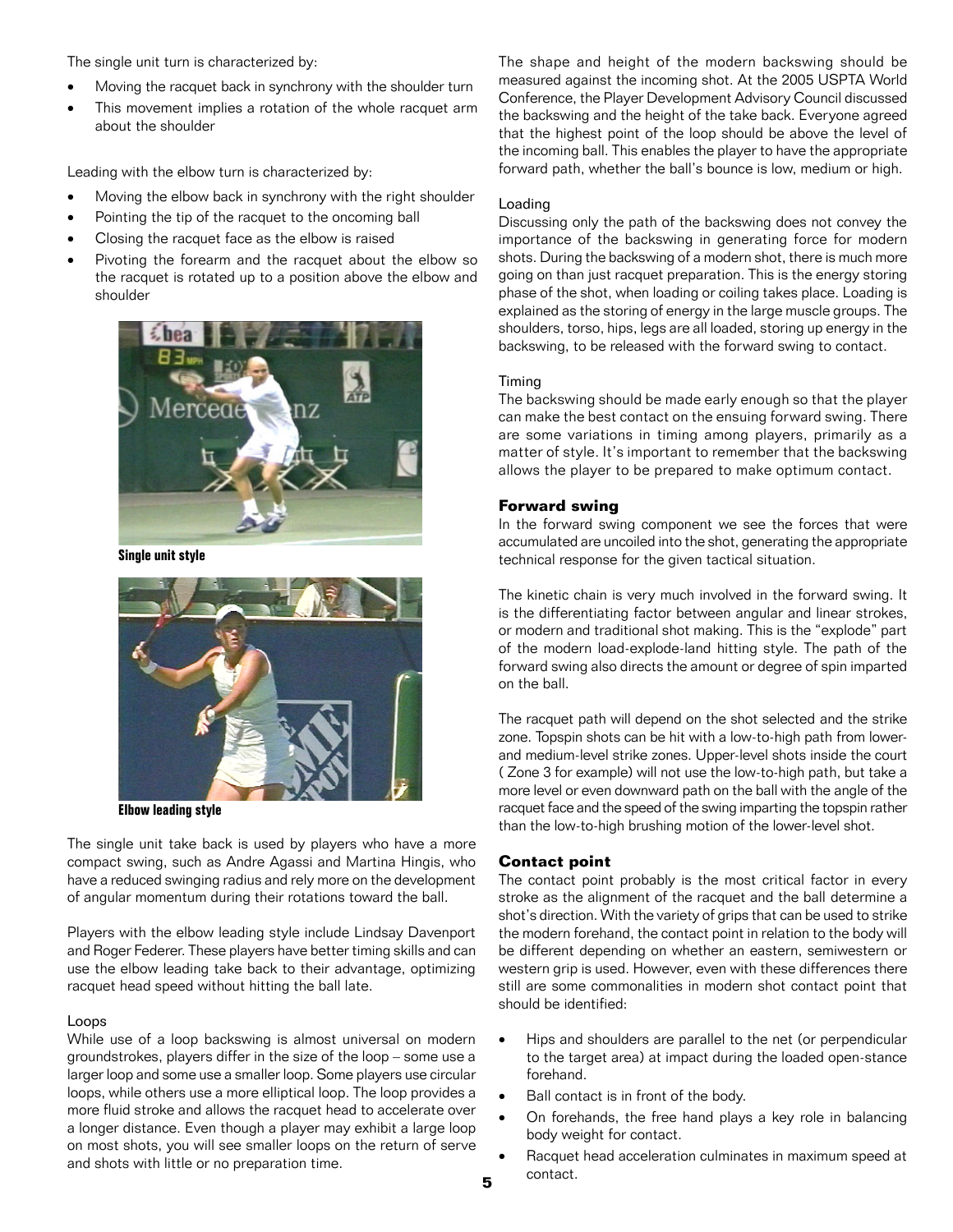The single unit turn is characterized by:

- Moving the racquet back in synchrony with the shoulder turn
- This movement implies a rotation of the whole racquet arm about the shoulder

Leading with the elbow turn is characterized by:

- Moving the elbow back in synchrony with the right shoulder
- Pointing the tip of the racquet to the oncoming ball
- Closing the racquet face as the elbow is raised
- Pivoting the forearm and the racquet about the elbow so the racquet is rotated up to a position above the elbow and shoulder

**Single unit style**

**Elbow leading style**

The single unit take back is used by players who have a more compact swing, such as Andre Agassi and Martina Hingis, who have a reduced swinging radius and rely more on the development of angular momentum during their rotations toward the ball.

Players with the elbow leading style include Lindsay Davenport and Roger Federer. These players have better timing skills and can use the elbow leading take back to their advantage, optimizing racquet head speed without hitting the ball late.

### Loops

While use of a loop backswing is almost universal on modern groundstrokes, players differ in the size of the loop – some use a larger loop and some use a smaller loop. Some players use circular loops, while others use a more elliptical loop. The loop provides a more fluid stroke and allows the racquet head to accelerate over a longer distance. Even though a player may exhibit a large loop on most shots, you will see smaller loops on the return of serve and shots with little or no preparation time.

The shape and height of the modern backswing should be measured against the incoming shot. At the 2005 USPTA World Conference, the Player Development Advisory Council discussed the backswing and the height of the take back. Everyone agreed that the highest point of the loop should be above the level of the incoming ball. This enables the player to have the appropriate forward path, whether the ball's bounce is low, medium or high.

### Loading

Discussing only the path of the backswing does not convey the importance of the backswing in generating force for modern shots. During the backswing of a modern shot, there is much more going on than just racquet preparation. This is the energy storing phase of the shot, when loading or coiling takes place. Loading is explained as the storing of energy in the large muscle groups. The shoulders, torso, hips, legs are all loaded, storing up energy in the backswing, to be released with the forward swing to contact.

### Timing

The backswing should be made early enough so that the player can make the best contact on the ensuing forward swing. There are some variations in timing among players, primarily as a matter of style. It's important to remember that the backswing allows the player to be prepared to make optimum contact.

## Forward swing

In the forward swing component we see the forces that were accumulated are uncoiled into the shot, generating the appropriate technical response for the given tactical situation.

The kinetic chain is very much involved in the forward swing. It is the differentiating factor between angular and linear strokes, or modern and traditional shot making. This is the "explode" part of the modern load-explode-land hitting style. The path of the forward swing also directs the amount or degree of spin imparted on the ball.

The racquet path will depend on the shot selected and the strike zone. Topspin shots can be hit with a low-to-high path from lower- and medium-level strike zones. Upper-level shots inside the court ( Zone 3 for example) will not use the low-to-high path, but take a more level or even downward path on the ball with the angle of the racquet face and the speed of the swing imparting the topspin rather than the low-to-high brushing motion of the lower-level shot.

## Contact point

The contact point probably is the most critical factor in every stroke as the alignment of the racquet and the ball determine a shot's direction. With the variety of grips that can be used to strike the modern forehand, the contact point in relation to the body will be different depending on whether an eastern, semiwestern or western grip is used. However, even with these differences there still are some commonalities in modern shot contact point that should be identified:

- Hips and shoulders are parallel to the net (or perpendicular to the target area) at impact during the loaded open-stance forehand.
- Ball contact is in front of the body.
- On forehands, the free hand plays a key role in balancing body weight for contact.
- Racquet head acceleration culminates in maximum speed at contact.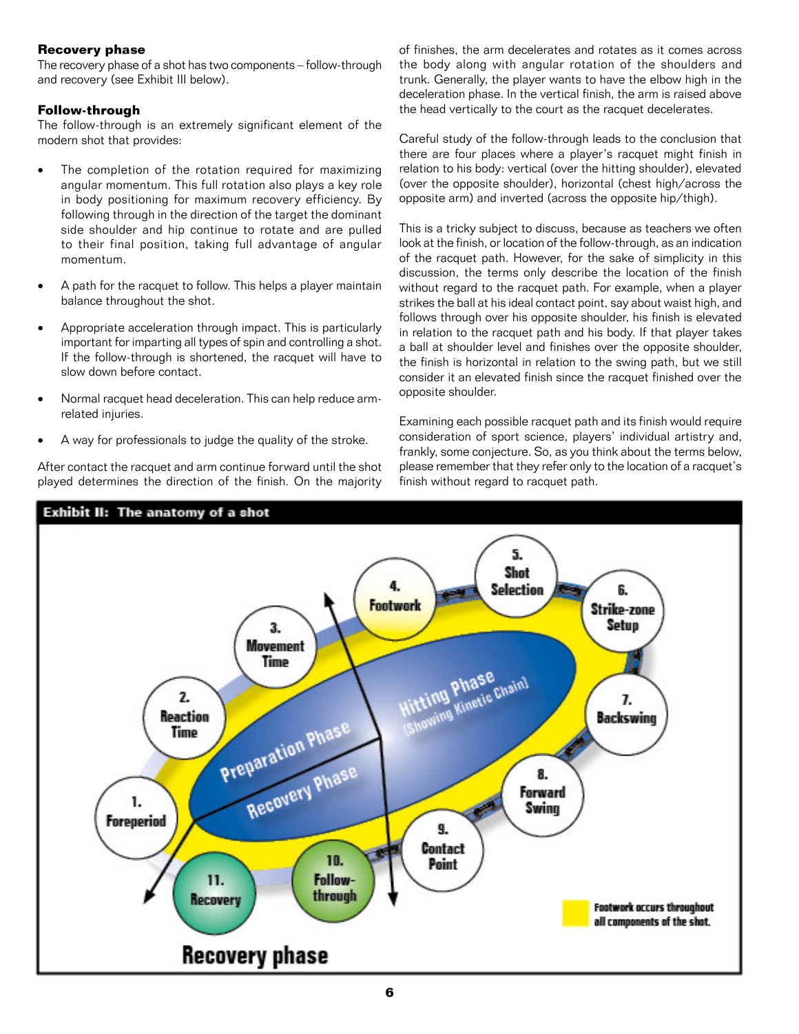### Recovery phase

The recovery phase of a shot has two components – follow-through and recovery (see Exhibit III below).

### Follow-through

The follow-through is an extremely significant element of the modern shot that provides:

- The completion of the rotation required for maximizing angular momentum. This full rotation also plays a key role in body positioning for maximum recovery efficiency. By following through in the direction of the target the dominant side shoulder and hip continue to rotate and are pulled to their final position, taking full advantage of angular momentum.
- A path for the racquet to follow. This helps a player maintain balance throughout the shot.
- Appropriate acceleration through impact. This is particularly important for imparting all types of spin and controlling a shot. If the follow-through is shortened, the racquet will have to slow down before contact.
- Normal racquet head deceleration. This can help reduce arm-related injuries.
- A way for professionals to judge the quality of the stroke.

After contact the racquet and arm continue forward until the shot played determines the direction of the finish. On the majority of finishes, the arm decelerates and rotates as it comes across the body along with angular rotation of the shoulders and trunk. Generally, the player wants to have the elbow high in the deceleration phase. In the vertical finish, the arm is raised above the head vertically to the court as the racquet decelerates.

Careful study of the follow-through leads to the conclusion that there are four places where a player's racquet might finish in relation to his body: vertical (over the hitting shoulder), elevated (over the opposite shoulder), horizontal (chest high/across the opposite arm) and inverted (across the opposite hip/thigh).

This is a tricky subject to discuss, because as teachers we often look at the finish, or location of the follow-through, as an indication of the racquet path. However, for the sake of simplicity in this discussion, the terms only describe the location of the finish without regard to the racquet path. For example, when a player strikes the ball at his ideal contact point, say about waist high, and follows through over his opposite shoulder, his finish is elevated in relation to the racquet path and his body. If that player takes a ball at shoulder level and finishes over the opposite shoulder, the finish is horizontal in relation to the swing path, but we still consider it an elevated finish since the racquet finished over the opposite shoulder.

Examining each possible racquet path and its finish would require consideration of sport science, players' individual artistry and, frankly, some conjecture. So, as you think about the terms below, please remember that they refer only to the location of a racquet's finish without regard to racquet path.

**Exhibit II: The anatomy of a shot**

Preparation Phase: 1. Foreperiod; 2. Reaction Time; 3. Movement Time; 4. Footwork

Hitting Phase (Showing Kinetic Chain): 5. Shot Selection; 6. Strike-zone Setup; 7. Backswing; 8. Forward Swing; 9. Contact Point

Recovery Phase: 10. Follow-through; 11. Recovery

Footwork occurs throughout all components of the shot.

**Recovery phase**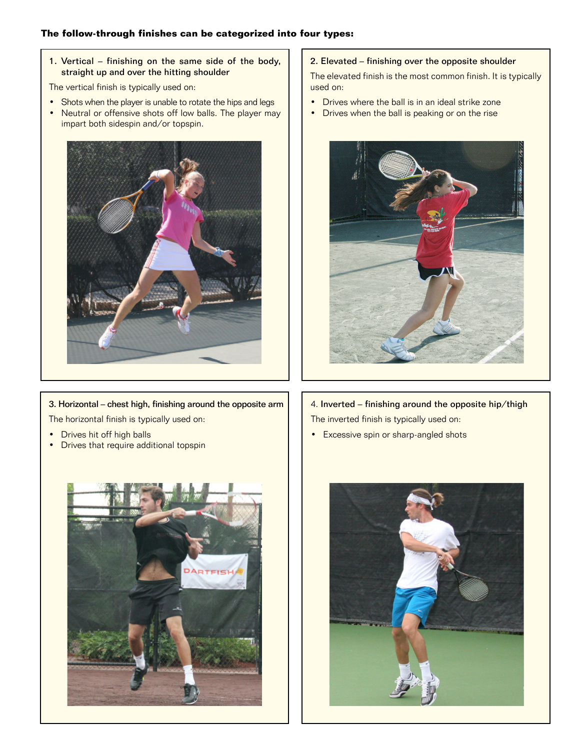**The follow-through finishes can be categorized into four types:**

1. Vertical – finishing on the same side of the body, straight up and over the hitting shoulder

The vertical finish is typically used on:

- Shots when the player is unable to rotate the hips and legs
- Neutral or offensive shots off low balls. The player may impart both sidespin and/or topspin.

2. Elevated – finishing over the opposite shoulder

The elevated finish is the most common finish. It is typically used on:

- Drives where the ball is in an ideal strike zone
- Drives when the ball is peaking or on the rise

3. Horizontal – chest high, finishing around the opposite arm

The horizontal finish is typically used on:

- Drives hit off high balls
- Drives that require additional topspin

4. Inverted – finishing around the opposite hip/thigh

The inverted finish is typically used on:

- Excessive spin or sharp-angled shots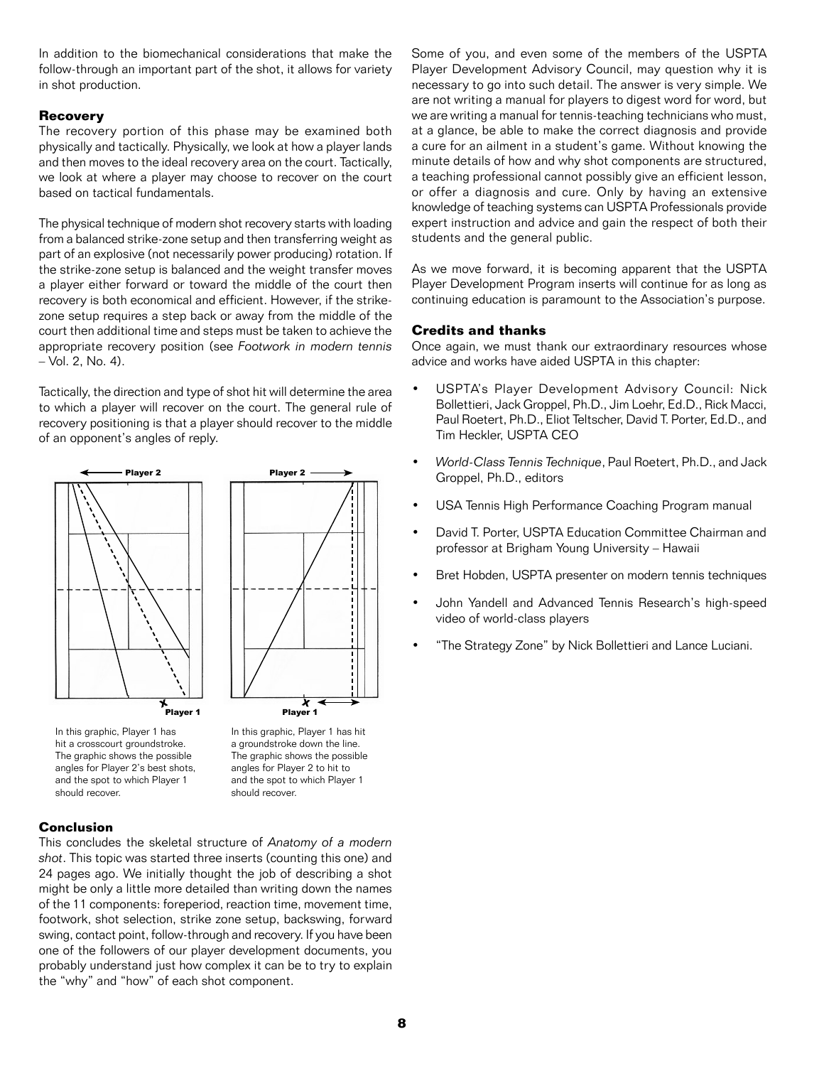In addition to the biomechanical considerations that make the follow-through an important part of the shot, it allows for variety in shot production.

### Recovery

The recovery portion of this phase may be examined both physically and tactically. Physically, we look at how a player lands and then moves to the ideal recovery area on the court. Tactically, we look at where a player may choose to recover on the court based on tactical fundamentals.

The physical technique of modern shot recovery starts with loading from a balanced strike-zone setup and then transferring weight as part of an explosive (not necessarily power producing) rotation. If the strike-zone setup is balanced and the weight transfer moves a player either forward or toward the middle of the court then recovery is both economical and efficient. However, if the strike-zone setup requires a step back or away from the middle of the court then additional time and steps must be taken to achieve the appropriate recovery position (see *Footwork in modern tennis* – Vol. 2, No. 4).

Tactically, the direction and type of shot hit will determine the area to which a player will recover on the court. The general rule of recovery positioning is that a player should recover to the middle of an opponent's angles of reply.

Player 2

Player 1

In this graphic, Player 1 has hit a crosscourt groundstroke. The graphic shows the possible angles for Player 2's best shots, and the spot to which Player 1 should recover.

Player 2

Player 1

In this graphic, Player 1 has hit a groundstroke down the line. The graphic shows the possible angles for Player 2 to hit to and the spot to which Player 1 should recover.

### Conclusion

This concludes the skeletal structure of *Anatomy of a modern shot*. This topic was started three inserts (counting this one) and 24 pages ago. We initially thought the job of describing a shot might be only a little more detailed than writing down the names of the 11 components: foreperiod, reaction time, movement time, footwork, shot selection, strike zone setup, backswing, forward swing, contact point, follow-through and recovery. If you have been one of the followers of our player development documents, you probably understand just how complex it can be to try to explain the "why" and "how" of each shot component.

Some of you, and even some of the members of the USPTA Player Development Advisory Council, may question why it is necessary to go into such detail. The answer is very simple. We are not writing a manual for players to digest word for word, but we are writing a manual for tennis-teaching technicians who must, at a glance, be able to make the correct diagnosis and provide a cure for an ailment in a student's game. Without knowing the minute details of how and why shot components are structured, a teaching professional cannot possibly give an efficient lesson, or offer a diagnosis and cure. Only by having an extensive knowledge of teaching systems can USPTA Professionals provide expert instruction and advice and gain the respect of both their students and the general public.

As we move forward, it is becoming apparent that the USPTA Player Development Program inserts will continue for as long as continuing education is paramount to the Association's purpose.

### Credits and thanks

Once again, we must thank our extraordinary resources whose advice and works have aided USPTA in this chapter:

- USPTA's Player Development Advisory Council: Nick Bollettieri, Jack Groppel, Ph.D., Jim Loehr, Ed.D., Rick Macci, Paul Roetert, Ph.D., Eliot Teltscher, David T. Porter, Ed.D., and Tim Heckler, USPTA CEO
- *World-Class Tennis Technique*, Paul Roetert, Ph.D., and Jack Groppel, Ph.D., editors
- USA Tennis High Performance Coaching Program manual
- David T. Porter, USPTA Education Committee Chairman and professor at Brigham Young University – Hawaii
- Bret Hobden, USPTA presenter on modern tennis techniques
- John Yandell and Advanced Tennis Research's high-speed video of world-class players
- "The Strategy Zone" by Nick Bollettieri and Lance Luciani.